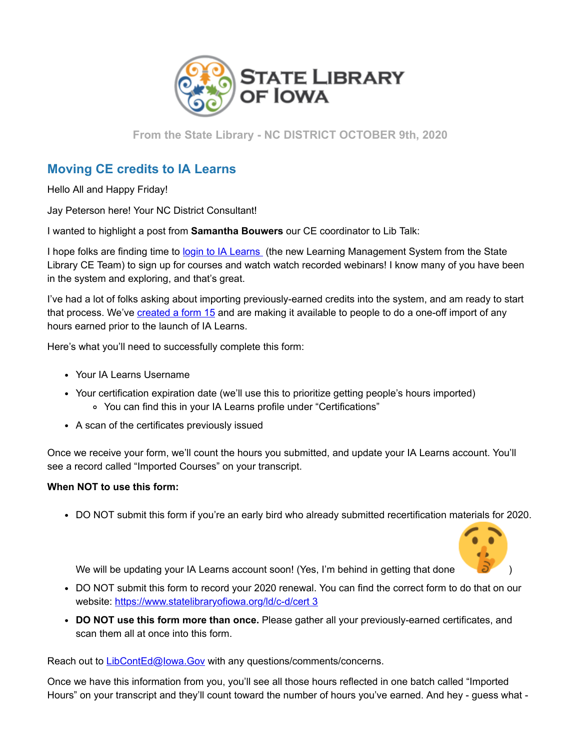State Library of Iowa

From the State Library - NC DISTRICT OCTOBER 9th, 2020

## Moving CE credits to IA Learns

Hello All and Happy Friday!

Jay Peterson here! Your NC District Consultant!

I wanted to highlight a post from **Samantha Bouwers** our CE coordinator to Lib Talk:

I hope folks are finding time to login to IA Learns (the new Learning Management System from the State Library CE Team) to sign up for courses and watch watch recorded webinars! I know many of you have been in the system and exploring, and that's great.

I've had a lot of folks asking about importing previously-earned credits into the system, and am ready to start that process. We've created a form 15 and are making it available to people to do a one-off import of any hours earned prior to the launch of IA Learns.

Here's what you'll need to successfully complete this form:

- Your IA Learns Username
- Your certification expiration date (we'll use this to prioritize getting people's hours imported)
  - You can find this in your IA Learns profile under "Certifications"
- A scan of the certificates previously issued

Once we receive your form, we'll count the hours you submitted, and update your IA Learns account. You'll see a record called "Imported Courses" on your transcript.

**When NOT to use this form:**

- DO NOT submit this form if you're an early bird who already submitted recertification materials for 2020. We will be updating your IA Learns account soon! (Yes, I'm behind in getting that done 🤫 )
- DO NOT submit this form to record your 2020 renewal. You can find the correct form to do that on our website: https://www.statelibraryofiowa.org/ld/c-d/cert 3
- **DO NOT use this form more than once.** Please gather all your previously-earned certificates, and scan them all at once into this form.

Reach out to LibContEd@Iowa.Gov with any questions/comments/concerns.

Once we have this information from you, you'll see all those hours reflected in one batch called "Imported Hours" on your transcript and they'll count toward the number of hours you've earned. And hey - guess what -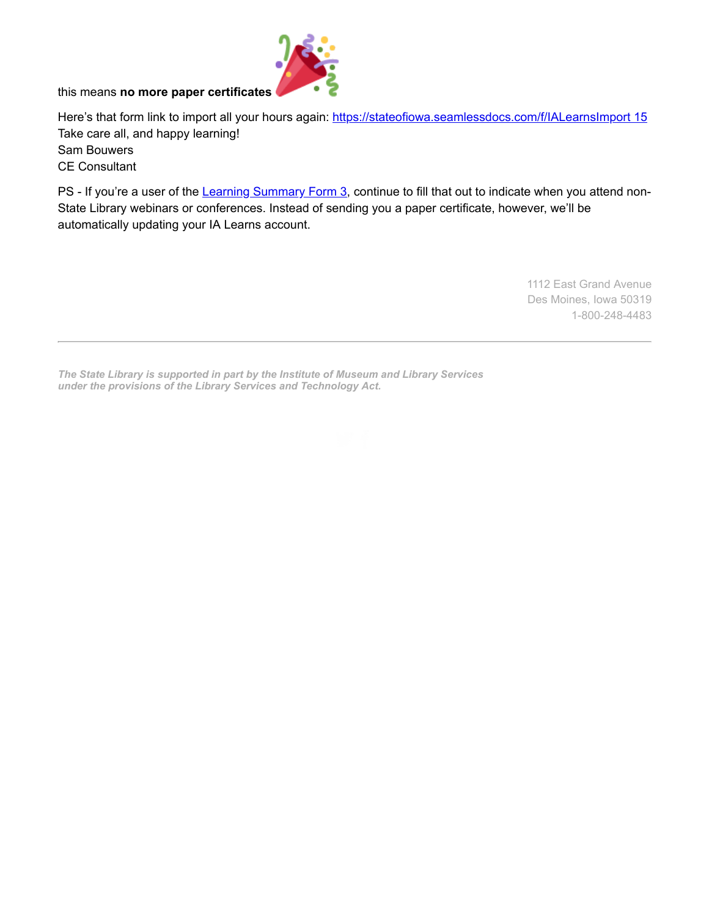this means **no more paper certificates** 🎉

Here's that form link to import all your hours again: https://stateofiowa.seamlessdocs.com/f/IALearnsImport 15
Take care all, and happy learning!
Sam Bouwers
CE Consultant

PS - If you're a user of the Learning Summary Form 3, continue to fill that out to indicate when you attend non-State Library webinars or conferences. Instead of sending you a paper certificate, however, we'll be automatically updating your IA Learns account.

1112 East Grand Avenue
Des Moines, Iowa 50319
1-800-248-4483

---

***The State Library is supported in part by the Institute of Museum and Library Services under the provisions of the Library Services and Technology Act.***